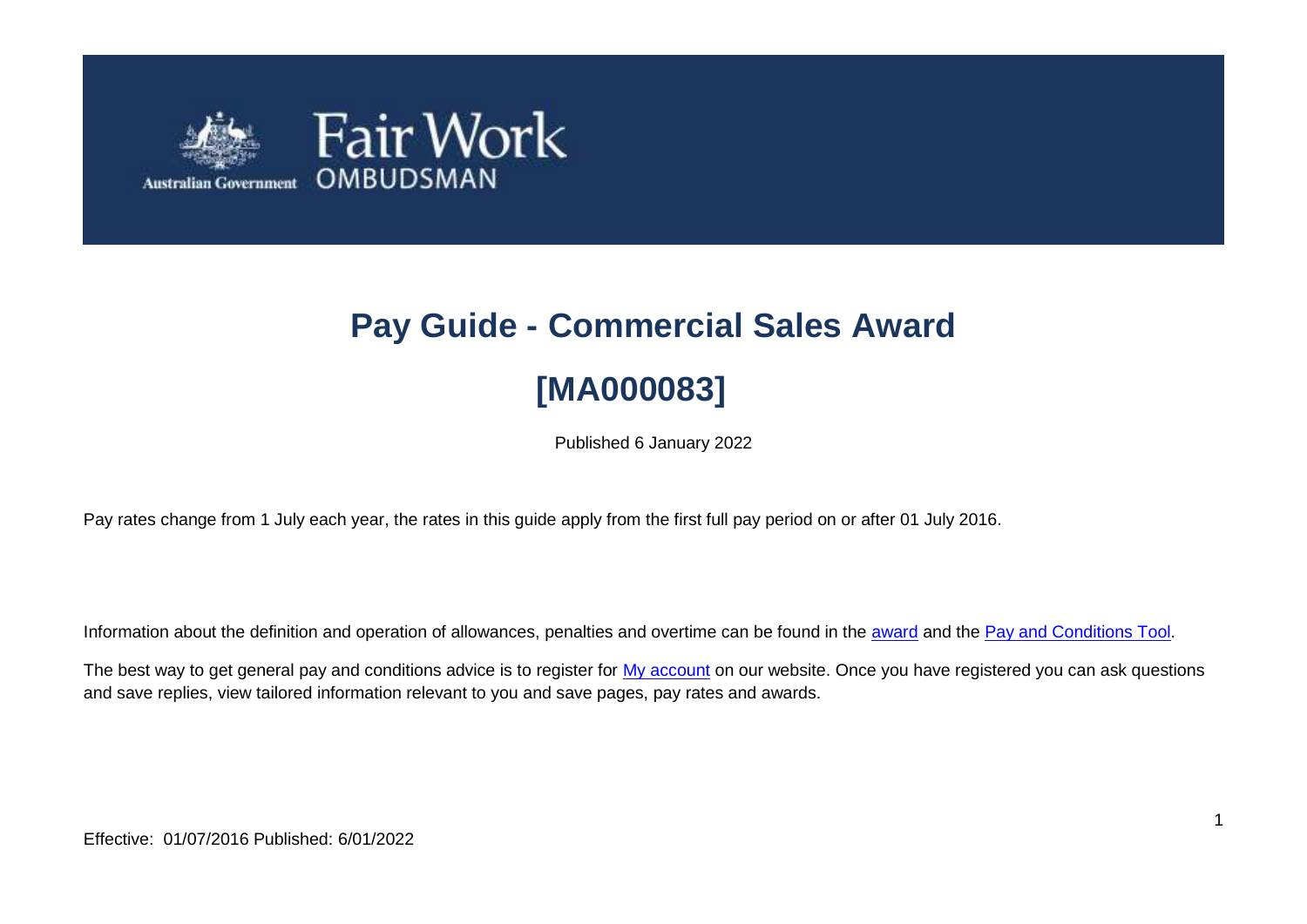# Pay Guide - Commercial Sales Award

# [MA000083]

Published 6 January 2022

Pay rates change from 1 July each year, the rates in this guide apply from the first full pay period on or after 01 July 2016.

Information about the definition and operation of allowances, penalties and overtime can be found in the award and the Pay and Conditions Tool.

The best way to get general pay and conditions advice is to register for My account on our website. Once you have registered you can ask questions and save replies, view tailored information relevant to you and save pages, pay rates and awards.

Effective: 01/07/2016 Published: 6/01/2022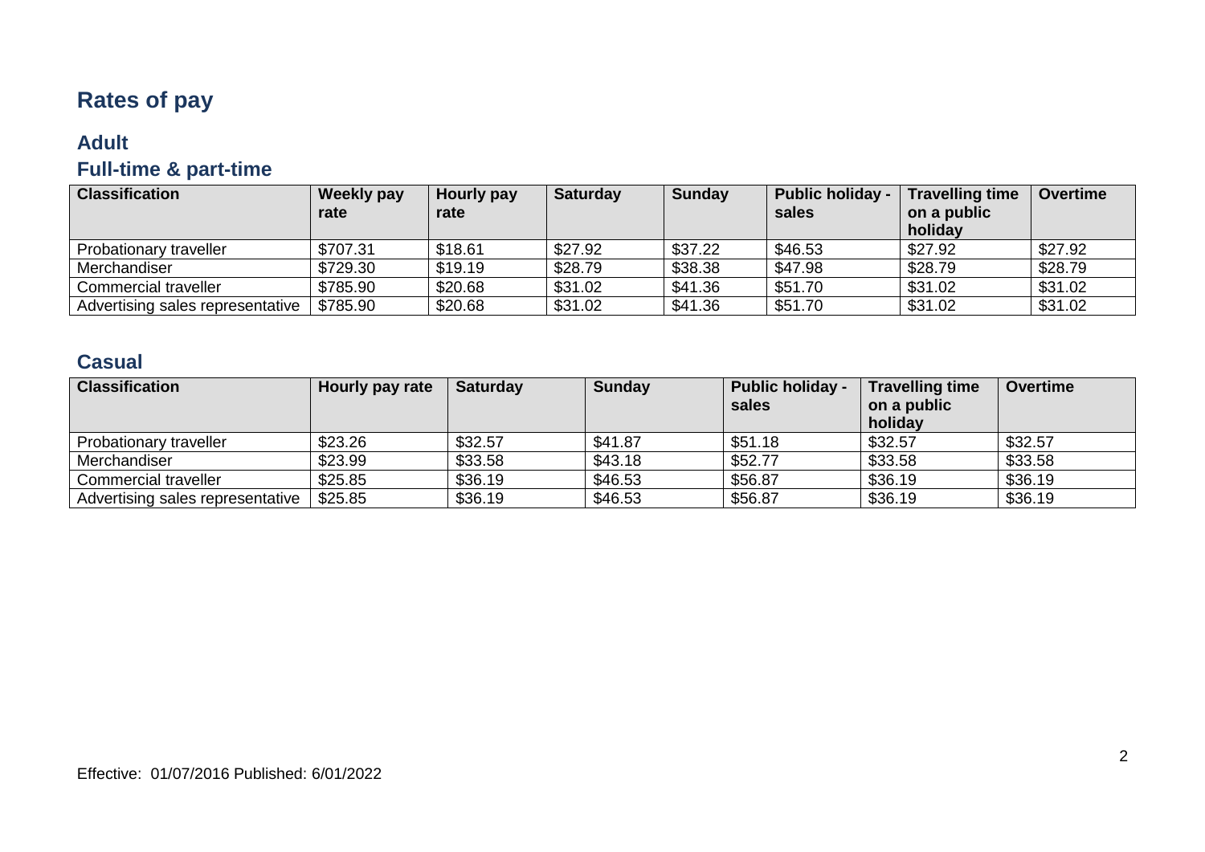# Rates of pay

## Adult

### Full-time & part-time

| Classification | Weekly pay rate | Hourly pay rate | Saturday | Sunday | Public holiday - sales | Travelling time on a public holiday | Overtime |
|---|---|---|---|---|---|---|---|
| Probationary traveller | $707.31 | $18.61 | $27.92 | $37.22 | $46.53 | $27.92 | $27.92 |
| Merchandiser | $729.30 | $19.19 | $28.79 | $38.38 | $47.98 | $28.79 | $28.79 |
| Commercial traveller | $785.90 | $20.68 | $31.02 | $41.36 | $51.70 | $31.02 | $31.02 |
| Advertising sales representative | $785.90 | $20.68 | $31.02 | $41.36 | $51.70 | $31.02 | $31.02 |

### Casual

| Classification | Hourly pay rate | Saturday | Sunday | Public holiday - sales | Travelling time on a public holiday | Overtime |
|---|---|---|---|---|---|---|
| Probationary traveller | $23.26 | $32.57 | $41.87 | $51.18 | $32.57 | $32.57 |
| Merchandiser | $23.99 | $33.58 | $43.18 | $52.77 | $33.58 | $33.58 |
| Commercial traveller | $25.85 | $36.19 | $46.53 | $56.87 | $36.19 | $36.19 |
| Advertising sales representative | $25.85 | $36.19 | $46.53 | $56.87 | $36.19 | $36.19 |

Effective: 01/07/2016 Published: 6/01/2022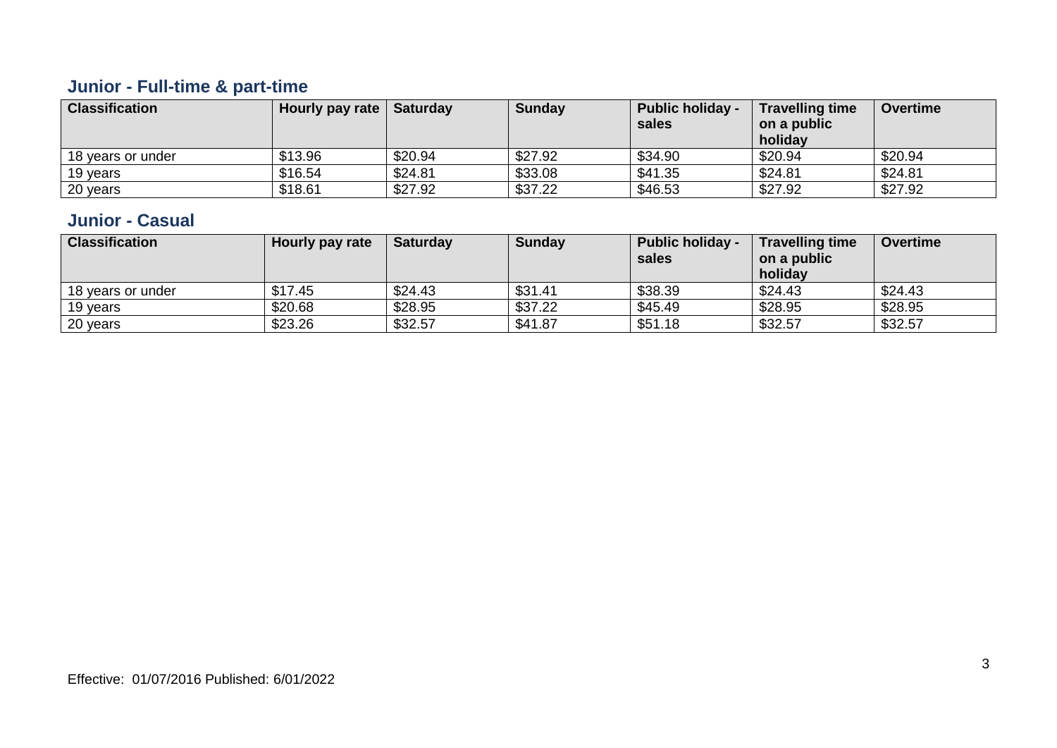## Junior - Full-time & part-time

| Classification | Hourly pay rate | Saturday | Sunday | Public holiday - sales | Travelling time on a public holiday | Overtime |
|---|---|---|---|---|---|---|
| 18 years or under | $13.96 | $20.94 | $27.92 | $34.90 | $20.94 | $20.94 |
| 19 years | $16.54 | $24.81 | $33.08 | $41.35 | $24.81 | $24.81 |
| 20 years | $18.61 | $27.92 | $37.22 | $46.53 | $27.92 | $27.92 |

## Junior - Casual

| Classification | Hourly pay rate | Saturday | Sunday | Public holiday - sales | Travelling time on a public holiday | Overtime |
|---|---|---|---|---|---|---|
| 18 years or under | $17.45 | $24.43 | $31.41 | $38.39 | $24.43 | $24.43 |
| 19 years | $20.68 | $28.95 | $37.22 | $45.49 | $28.95 | $28.95 |
| 20 years | $23.26 | $32.57 | $41.87 | $51.18 | $32.57 | $32.57 |

Effective: 01/07/2016 Published: 6/01/2022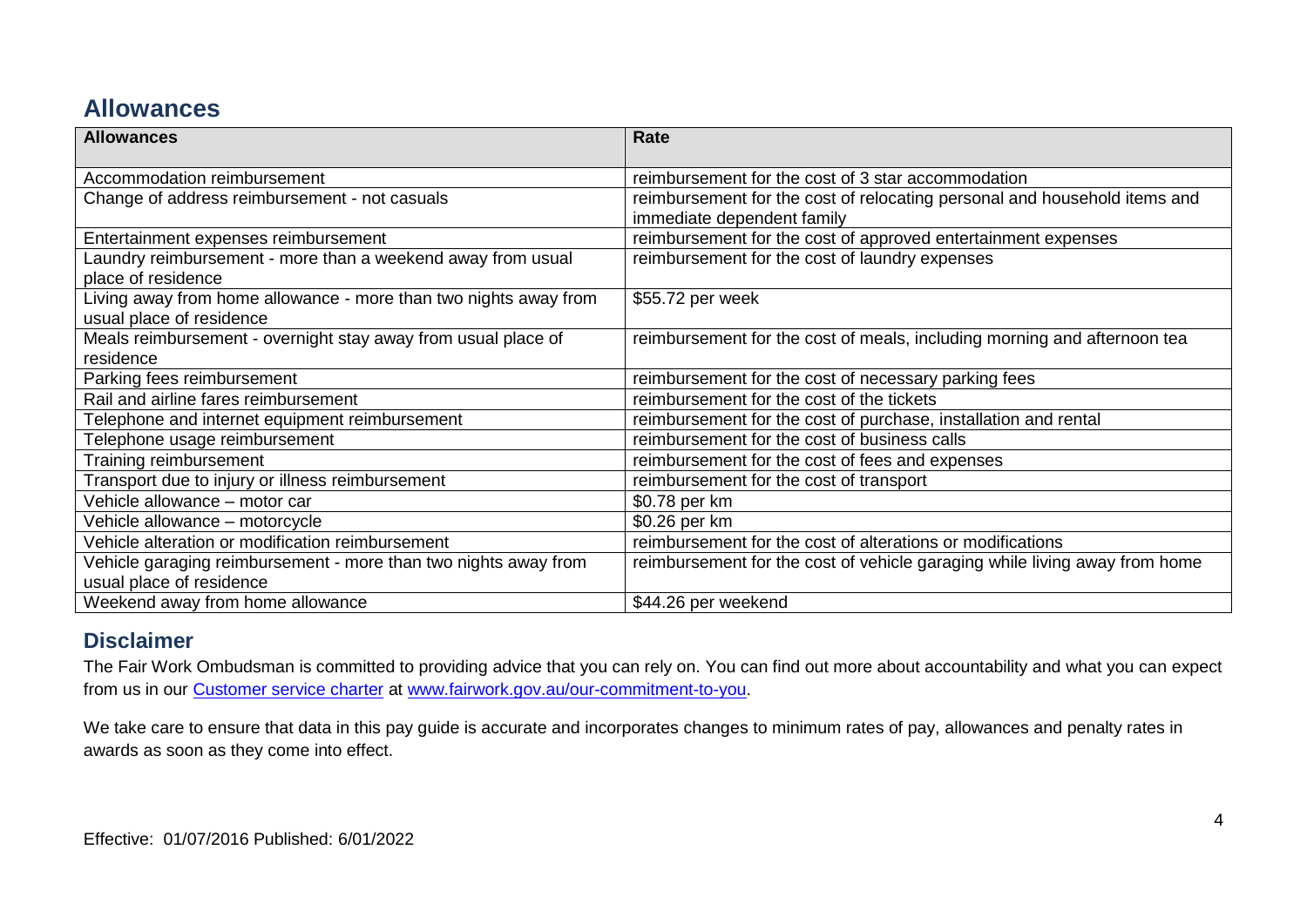## Allowances

| Allowances | Rate |
|---|---|
| Accommodation reimbursement | reimbursement for the cost of 3 star accommodation |
| Change of address reimbursement - not casuals | reimbursement for the cost of relocating personal and household items and immediate dependent family |
| Entertainment expenses reimbursement | reimbursement for the cost of approved entertainment expenses |
| Laundry reimbursement - more than a weekend away from usual place of residence | reimbursement for the cost of laundry expenses |
| Living away from home allowance - more than two nights away from usual place of residence | $55.72 per week |
| Meals reimbursement - overnight stay away from usual place of residence | reimbursement for the cost of meals, including morning and afternoon tea |
| Parking fees reimbursement | reimbursement for the cost of necessary parking fees |
| Rail and airline fares reimbursement | reimbursement for the cost of the tickets |
| Telephone and internet equipment reimbursement | reimbursement for the cost of purchase, installation and rental |
| Telephone usage reimbursement | reimbursement for the cost of business calls |
| Training reimbursement | reimbursement for the cost of fees and expenses |
| Transport due to injury or illness reimbursement | reimbursement for the cost of transport |
| Vehicle allowance – motor car | $0.78 per km |
| Vehicle allowance – motorcycle | $0.26 per km |
| Vehicle alteration or modification reimbursement | reimbursement for the cost of alterations or modifications |
| Vehicle garaging reimbursement - more than two nights away from usual place of residence | reimbursement for the cost of vehicle garaging while living away from home |
| Weekend away from home allowance | $44.26 per weekend |

## Disclaimer

The Fair Work Ombudsman is committed to providing advice that you can rely on. You can find out more about accountability and what you can expect from us in our [Customer service charter](www.fairwork.gov.au/our-commitment-to-you) at [www.fairwork.gov.au/our-commitment-to-you](www.fairwork.gov.au/our-commitment-to-you).

We take care to ensure that data in this pay guide is accurate and incorporates changes to minimum rates of pay, allowances and penalty rates in awards as soon as they come into effect.

Effective: 01/07/2016 Published: 6/01/2022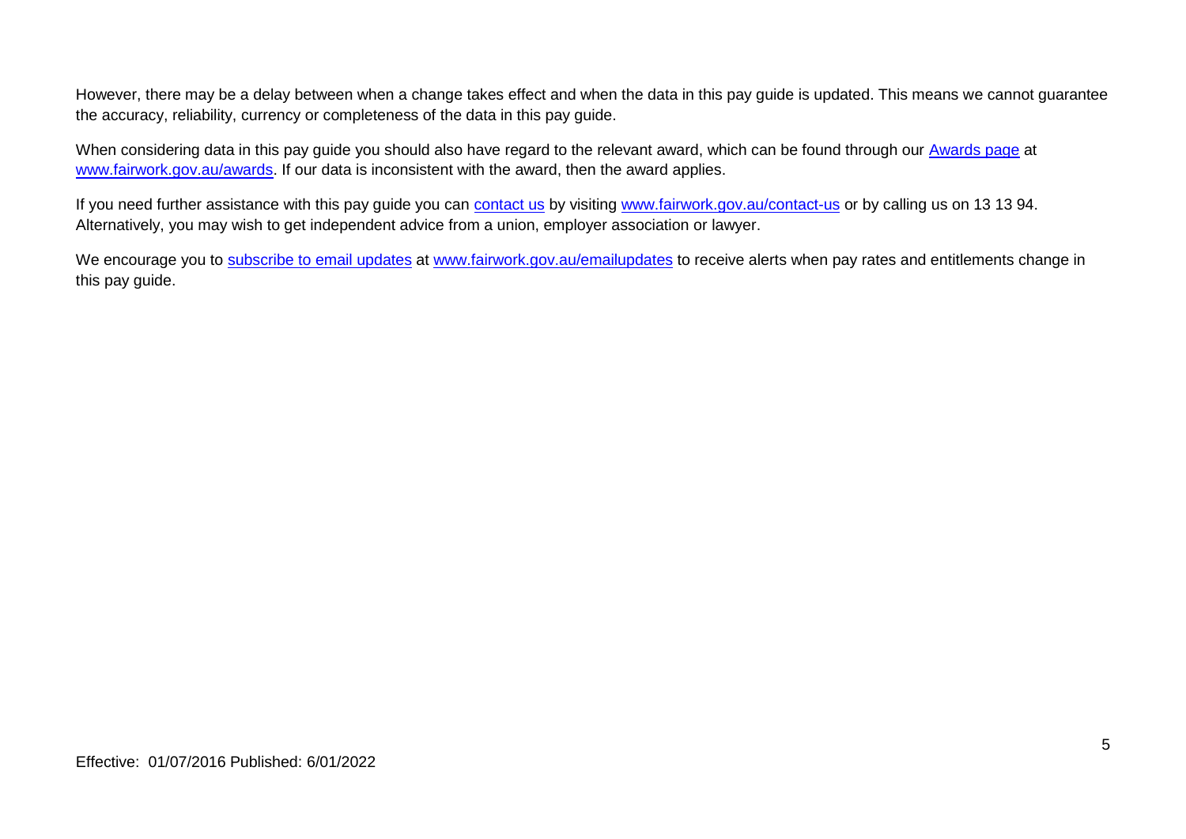However, there may be a delay between when a change takes effect and when the data in this pay guide is updated. This means we cannot guarantee the accuracy, reliability, currency or completeness of the data in this pay guide.

When considering data in this pay guide you should also have regard to the relevant award, which can be found through our [Awards page](www.fairwork.gov.au/awards) at [www.fairwork.gov.au/awards](www.fairwork.gov.au/awards). If our data is inconsistent with the award, then the award applies.

If you need further assistance with this pay guide you can [contact us](www.fairwork.gov.au/contact-us) by visiting [www.fairwork.gov.au/contact-us](www.fairwork.gov.au/contact-us) or by calling us on 13 13 94. Alternatively, you may wish to get independent advice from a union, employer association or lawyer.

We encourage you to [subscribe to email updates](www.fairwork.gov.au/emailupdates) at [www.fairwork.gov.au/emailupdates](www.fairwork.gov.au/emailupdates) to receive alerts when pay rates and entitlements change in this pay guide.